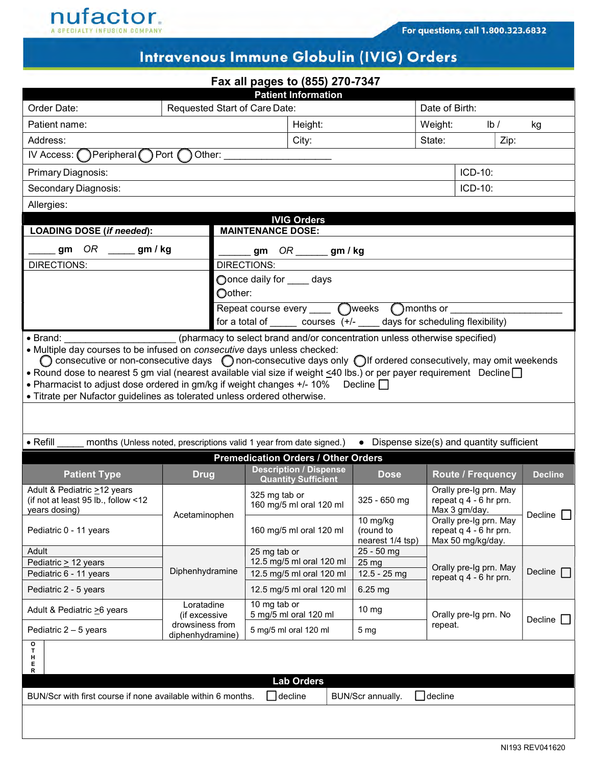nufactor.
A SPECIALTY INFUSION COMPANY

For questions, call 1.800.323.6832

# Intravenous Immune Globulin (IVIG) Orders

**Fax all pages to (855) 270-7347**

## Patient Information

| Order Date: | Requested Start of Care Date: | Date of Birth: |
|---|---|---|
| Patient name: | Height: | Weight: lb / kg |
| Address: | City: | State: Zip: |

IV Access: ◯ Peripheral ◯ Port ◯ Other: ____________________

| Primary Diagnosis: | ICD-10: |
|---|---|
| Secondary Diagnosis: | ICD-10: |

Allergies:

## IVIG Orders

| LOADING DOSE (*if needed*): | MAINTENANCE DOSE: |
|---|---|
| _____ gm OR _____ gm / kg | ______ gm OR ______ gm / kg |
| DIRECTIONS: | DIRECTIONS: |
| | ◯ once daily for ____ days<br>◯ other: |
| | Repeat course every ____ ◯ weeks ◯ months or ____________________<br>for a total of _____ courses (+/- ____ days for scheduling flexibility) |

- Brand: ____________________ (pharmacy to select brand and/or concentration unless otherwise specified)
- Multiple day courses to be infused on *consecutive* days unless checked:
  ◯ consecutive or non-consecutive days ◯ non-consecutive days only ◯ If ordered consecutively, may omit weekends
- Round dose to nearest 5 gm vial (nearest available vial size if weight ≤40 lbs.) or per payer requirement Decline ☐
- Pharmacist to adjust dose ordered in gm/kg if weight changes +/- 10% Decline ☐
- Titrate per Nufactor guidelines as tolerated unless ordered otherwise.

- Refill _____ months (Unless noted, prescriptions valid 1 year from date signed.)
- Dispense size(s) and quantity sufficient

## Premedication Orders / Other Orders

| Patient Type | Drug | Description / Dispense Quantity Sufficient | Dose | Route / Frequency | Decline |
|---|---|---|---|---|---|
| Adult & Pediatric ≥12 years (if not at least 95 lb., follow <12 years dosing) | Acetaminophen | 325 mg tab or 160 mg/5 ml oral 120 ml | 325 - 650 mg | Orally pre-Ig prn. May repeat q 4 - 6 hr prn. Max 3 gm/day. | Decline ☐ |
| Pediatric 0 - 11 years | | 160 mg/5 ml oral 120 ml | 10 mg/kg (round to nearest 1/4 tsp) | Orally pre-Ig prn. May repeat q 4 - 6 hr prn. Max 50 mg/kg/day. | |
| Adult | Diphenhydramine | 25 mg tab or 12.5 mg/5 ml oral 120 ml | 25 - 50 mg | Orally pre-Ig prn. May repeat q 4 - 6 hr prn. | Decline ☐ |
| Pediatric ≥ 12 years | | | 25 mg | | |
| Pediatric 6 - 11 years | | 12.5 mg/5 ml oral 120 ml | 12.5 - 25 mg | | |
| Pediatric 2 - 5 years | | 12.5 mg/5 ml oral 120 ml | 6.25 mg | | |
| Adult & Pediatric ≥6 years | Loratadine (if excessive drowsiness from diphenhydramine) | 10 mg tab or 5 mg/5 ml oral 120 ml | 10 mg | Orally pre-Ig prn. No repeat. | Decline ☐ |
| Pediatric 2 – 5 years | | 5 mg/5 ml oral 120 ml | 5 mg | | |

OTHER

## Lab Orders

| BUN/Scr with first course if none available within 6 months. ☐ decline | BUN/Scr annually. ☐ decline |
|---|---|

NI193 REV041620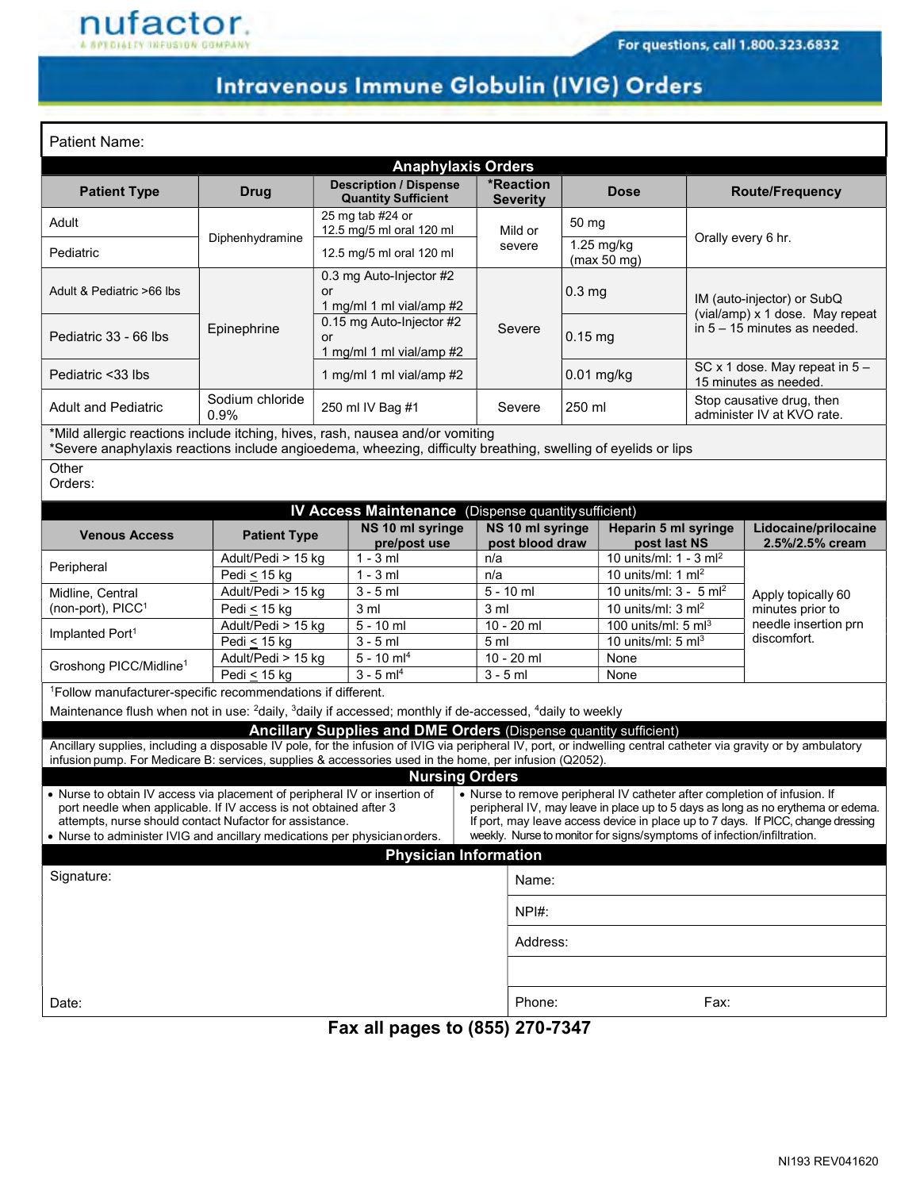nufactor
A SPECIALTY INFUSION COMPANY

For questions, call 1.800.323.6832

# Intravenous Immune Globulin (IVIG) Orders

Patient Name:

## Anaphylaxis Orders

| Patient Type | Drug | Description / Dispense Quantity Sufficient | *Reaction Severity | Dose | Route/Frequency |
|---|---|---|---|---|---|
| Adult | Diphenhydramine | 25 mg tab #24 or 12.5 mg/5 ml oral 120 ml | Mild or severe | 50 mg | Orally every 6 hr. |
| Pediatric | | 12.5 mg/5 ml oral 120 ml | | 1.25 mg/kg (max 50 mg) | |
| Adult & Pediatric >66 lbs | Epinephrine | 0.3 mg Auto-Injector #2 or 1 mg/ml 1 ml vial/amp #2 | Severe | 0.3 mg | IM (auto-injector) or SubQ (vial/amp) x 1 dose. May repeat in 5 – 15 minutes as needed. |
| Pediatric 33 - 66 lbs | | 0.15 mg Auto-Injector #2 or 1 mg/ml 1 ml vial/amp #2 | | 0.15 mg | |
| Pediatric <33 lbs | | 1 mg/ml 1 ml vial/amp #2 | | 0.01 mg/kg | SC x 1 dose. May repeat in 5 – 15 minutes as needed. |
| Adult and Pediatric | Sodium chloride 0.9% | 250 ml IV Bag #1 | Severe | 250 ml | Stop causative drug, then administer IV at KVO rate. |

*Mild allergic reactions include itching, hives, rash, nausea and/or vomiting
*Severe anaphylaxis reactions include angioedema, wheezing, difficulty breathing, swelling of eyelids or lips

Other Orders:

## IV Access Maintenance (Dispense quantity sufficient)

| Venous Access | Patient Type | NS 10 ml syringe pre/post use | NS 10 ml syringe post blood draw | Heparin 5 ml syringe post last NS | Lidocaine/prilocaine 2.5%/2.5% cream |
|---|---|---|---|---|---|
| Peripheral | Adult/Pedi > 15 kg | 1 - 3 ml | n/a | 10 units/ml: 1 - 3 ml[2] | Apply topically 60 minutes prior to needle insertion prn discomfort. |
| | Pedi ≤ 15 kg | 1 - 3 ml | n/a | 10 units/ml: 1 ml[2] | |
| Midline, Central (non-port), PICC[1] | Adult/Pedi > 15 kg | 3 - 5 ml | 5 - 10 ml | 10 units/ml: 3 - 5 ml[2] | |
| | Pedi ≤ 15 kg | 3 ml | 3 ml | 10 units/ml: 3 ml[2] | |
| Implanted Port[1] | Adult/Pedi > 15 kg | 5 - 10 ml | 10 - 20 ml | 100 units/ml: 5 ml[3] | |
| | Pedi ≤ 15 kg | 3 - 5 ml | 5 ml | 10 units/ml: 5 ml[3] | |
| Groshong PICC/Midline[1] | Adult/Pedi > 15 kg | 5 - 10 ml[4] | 10 - 20 ml | None | |
| | Pedi ≤ 15 kg | 3 - 5 ml[4] | 3 - 5 ml | None | |

[1]Follow manufacturer-specific recommendations if different.

Maintenance flush when not in use: [2]daily, [3]daily if accessed; monthly if de-accessed, [4]daily to weekly

## Ancillary Supplies and DME Orders (Dispense quantity sufficient)

Ancillary supplies, including a disposable IV pole, for the infusion of IVIG via peripheral IV, port, or indwelling central catheter via gravity or by ambulatory infusion pump. For Medicare B: services, supplies & accessories used in the home, per infusion (Q2052).

## Nursing Orders

- Nurse to obtain IV access via placement of peripheral IV or insertion of port needle when applicable. If IV access is not obtained after 3 attempts, nurse should contact Nufactor for assistance.
- Nurse to administer IVIG and ancillary medications per physician orders.
- Nurse to remove peripheral IV catheter after completion of infusion. If peripheral IV, may leave in place up to 5 days as long as no erythema or edema. If port, may leave access device in place up to 7 days. If PICC, change dressing weekly. Nurse to monitor for signs/symptoms of infection/infiltration.

## Physician Information

Signature:

Date:

Name:

NPI#:

Address:

Phone: Fax:

**Fax all pages to (855) 270-7347**

NI193 REV041620